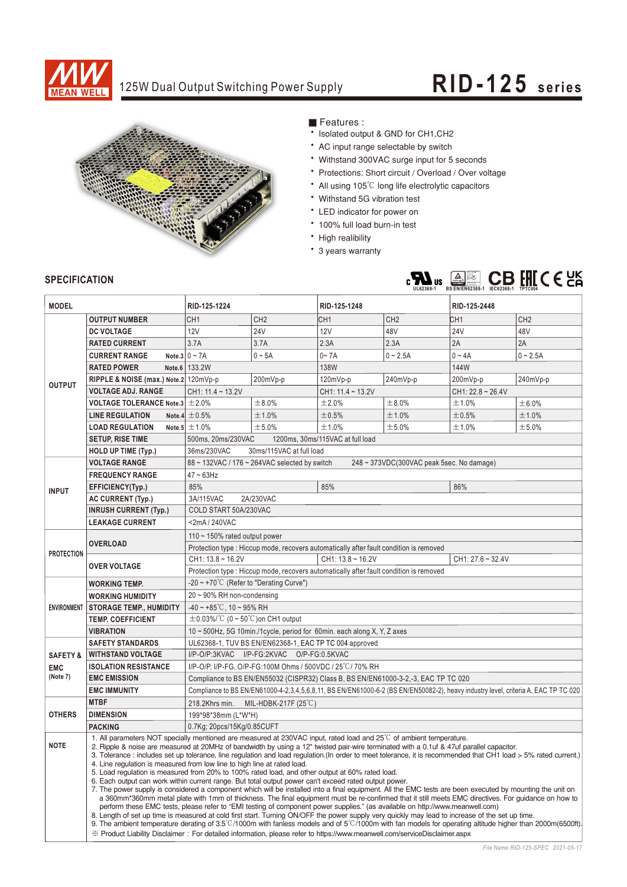# 125W Dual Output Switching Power Supply

# RID-125 series

## Features :

- Isolated output & GND for CH1,CH2
- AC input range selectable by switch
- Withstand 300VAC surge input for 5 seconds
- Protections: Short circuit / Overload / Over voltage
- All using 105℃ long life electrolytic capacitors
- Withstand 5G vibration test
- LED indicator for power on
- 100% full load burn-in test
- High reailibility
- 3 years warranty

## SPECIFICATION

UL62368-1 | BS EN/EN62368-1 | IEC62368-1 | TPTC004

| MODEL | | RID-125-1224 | | RID-125-1248 | | RID-125-2448 | |
|---|---|---|---|---|---|---|---|
| OUTPUT | OUTPUT NUMBER | CH1 | CH2 | CH1 | CH2 | CH1 | CH2 |
| | DC VOLTAGE | 12V | 24V | 12V | 48V | 24V | 48V |
| | RATED CURRENT | 3.7A | 3.7A | 2.3A | 2.3A | 2A | 2A |
| | CURRENT RANGE Note.3 | 0 ~ 7A | 0 ~ 5A | 0~ 7A | 0 ~ 2.5A | 0 ~ 4A | 0 ~ 2.5A |
| | RATED POWER Note.6 | 133.2W | | 138W | | 144W | |
| | RIPPLE & NOISE (max.) Note.2 | 120mVp-p | 200mVp-p | 120mVp-p | 240mVp-p | 200mVp-p | 240mVp-p |
| | VOLTAGE ADJ. RANGE | CH1: 11.4 ~ 13.2V | | CH1: 11.4 ~ 13.2V | | CH1: 22.8 ~ 26.4V | |
| | VOLTAGE TOLERANCE Note.3 | ±2.0% | ±8.0% | ±2.0% | ±8.0% | ±1.0% | ±6.0% |
| | LINE REGULATION Note.4 | ±0.5% | ±1.0% | ±0.5% | ±1.0% | ±0.5% | ±1.0% |
| | LOAD REGULATION Note.5 | ±1.0% | ±5.0% | ±1.0% | ±5.0% | ±1.0% | ±5.0% |
| | SETUP, RISE TIME | 500ms, 20ms/230VAC 1200ms, 30ms/115VAC at full load | | | | | |
| | HOLD UP TIME (Typ.) | 36ms/230VAC 30ms/115VAC at full load | | | | | |
| INPUT | VOLTAGE RANGE | 88 ~ 132VAC / 176 ~ 264VAC selected by switch 248 ~ 373VDC(300VAC peak 5sec. No damage) | | | | | |
| | FREQUENCY RANGE | 47 ~ 63Hz | | | | | |
| | EFFICIENCY(Typ.) | 85% | | 85% | | 86% | |
| | AC CURRENT (Typ.) | 3A/115VAC 2A/230VAC | | | | | |
| | INRUSH CURRENT (Typ.) | COLD START 50A/230VAC | | | | | |
| | LEAKAGE CURRENT | <2mA / 240VAC | | | | | |
| PROTECTION | OVERLOAD | 110 ~ 150% rated output power | | | | | |
| | | Protection type : Hiccup mode, recovers automatically after fault condition is removed | | | | | |
| | OVER VOLTAGE | CH1: 13.8 ~ 16.2V | | CH1: 13.8 ~ 16.2V | | CH1: 27.6 ~ 32.4V | |
| | | Protection type : Hiccup mode, recovers automatically after fault condition is removed | | | | | |
| ENVIRONMENT | WORKING TEMP. | -20 ~ +70℃ (Refer to "Derating Curve") | | | | | |
| | WORKING HUMIDITY | 20 ~ 90% RH non-condensing | | | | | |
| | STORAGE TEMP., HUMIDITY | -40 ~ +85℃, 10 ~ 95% RH | | | | | |
| | TEMP. COEFFICIENT | ±0.03%/℃ (0 ~ 50℃)on CH1 output | | | | | |
| | VIBRATION | 10 ~ 500Hz, 5G 10min./1cycle, period for 60min. each along X, Y, Z axes | | | | | |
| SAFETY & EMC (Note 7) | SAFETY STANDARDS | UL62368-1, TUV BS EN/EN62368-1, EAC TP TC 004 approved | | | | | |
| | WITHSTAND VOLTAGE | I/P-O/P:3KVAC I/P-FG:2KVAC O/P-FG:0.5KVAC | | | | | |
| | ISOLATION RESISTANCE | I/P-O/P, I/P-FG, O/P-FG:100M Ohms / 500VDC / 25℃/ 70% RH | | | | | |
| | EMC EMISSION | Compliance to BS EN/EN55032 (CISPR32) Class B, BS EN/EN61000-3-2,-3, EAC TP TC 020 | | | | | |
| | EMC IMMUNITY | Compliance to BS EN/EN61000-4-2,3,4,5,6,8,11, BS EN/EN61000-6-2 (BS EN/EN50082-2), heavy industry level, criteria A, EAC TP TC 020 | | | | | |
| OTHERS | MTBF | 218.2Khrs min. MIL-HDBK-217F (25℃) | | | | | |
| | DIMENSION | 199*98*38mm (L*W*H) | | | | | |
| | PACKING | 0.7Kg; 20pcs/15Kg/0.85CUFT | | | | | |

**NOTE**

1. All parameters NOT specially mentioned are measured at 230VAC input, rated load and 25℃ of ambient temperature.
2. Ripple & noise are measured at 20MHz of bandwidth by using a 12" twisted pair-wire terminated with a 0.1uf & 47uf parallel capacitor.
3. Tolerance : includes set up tolerance, line regulation and load regulation.(In order to meet tolerance, it is recommended that CH1 load > 5% rated current.)
4. Line regulation is measured from low line to high line at rated load.
5. Load regulation is measured from 20% to 100% rated load, and other output at 60% rated load.
6. Each output can work within current range. But total output power can't exceed rated output power.
7. The power supply is considered a component which will be installed into a final equipment. All the EMC tests are been executed by mounting the unit on a 360mm*360mm metal plate with 1mm of thickness. The final equipment must be re-confirmed that it still meets EMC directives. For guidance on how to perform these EMC tests, please refer to "EMI testing of component power supplies." (as available on http://www.meanwell.com)
8. Length of set up time is measured at cold first start. Turning ON/OFF the power supply very quickly may lead to increase of the set up time.
9. The ambient temperature derating of 3.5℃/1000m with fanless models and of 5℃/1000m with fan models for operating altitude higher than 2000m(6500ft).

※ Product Liability Disclaimer : For detailed information, please refer to https://www.meanwell.com/serviceDisclaimer.aspx

File Name:RID-125-SPEC 2021-05-17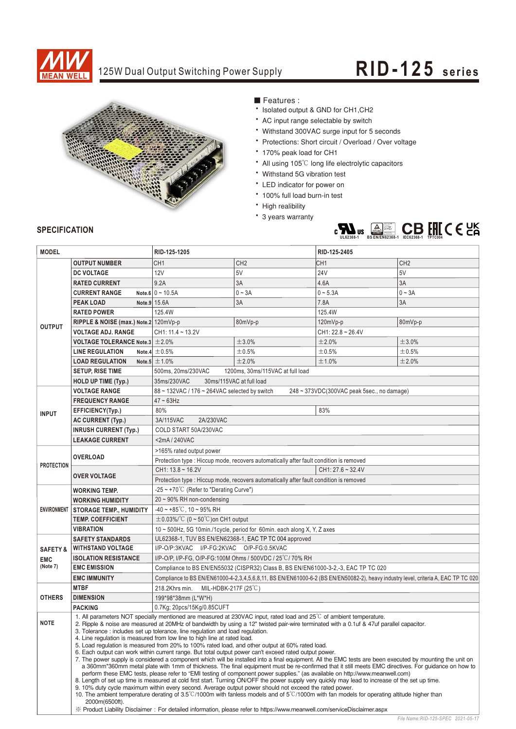# 125W Dual Output Switching Power Supply

# RID-125 series

■ Features :

- Isolated output & GND for CH1,CH2
- AC input range selectable by switch
- Withstand 300VAC surge input for 5 seconds
- Protections: Short circuit / Overload / Over voltage
- 170% peak load for CH1
- All using 105℃ long life electrolytic capacitors
- Withstand 5G vibration test
- LED indicator for power on
- 100% full load burn-in test
- High reliability
- 3 years warranty

UL62368-1 BS EN/EN62368-1 IEC62368-1 TPTC004

## SPECIFICATION

| MODEL | | RID-125-1205 | | RID-125-2405 | |
|---|---|---|---|---|---|
| OUTPUT | OUTPUT NUMBER | CH1 | CH2 | CH1 | CH2 |
| | DC VOLTAGE | 12V | 5V | 24V | 5V |
| | RATED CURRENT | 9.2A | 3A | 4.6A | 3A |
| | CURRENT RANGE Note.6 | 0 ~ 10.5A | 0 ~ 3A | 0 ~ 5.3A | 0 ~ 3A |
| | PEAK LOAD Note.9 | 15.6A | 3A | 7.8A | 3A |
| | RATED POWER | 125.4W | | 125.4W | |
| | RIPPLE & NOISE (max.) Note.2 | 120mVp-p | 80mVp-p | 120mVp-p | 80mVp-p |
| | VOLTAGE ADJ. RANGE | CH1: 11.4 ~ 13.2V | | CH1: 22.8 ~ 26.4V | |
| | VOLTAGE TOLERANCE Note.3 | ±2.0% | ±3.0% | ±2.0% | ±3.0% |
| | LINE REGULATION Note.4 | ±0.5% | ±0.5% | ±0.5% | ±0.5% |
| | LOAD REGULATION Note.5 | ±1.0% | ±2.0% | ±1.0% | ±2.0% |
| | SETUP, RISE TIME | 500ms, 20ms/230VAC 1200ms, 30ms/115VAC at full load | | | |
| | HOLD UP TIME (Typ.) | 35ms/230VAC 30ms/115VAC at full load | | | |
| INPUT | VOLTAGE RANGE | 88 ~ 132VAC / 176 ~ 264VAC selected by switch 248 ~ 373VDC(300VAC peak 5sec., no damage) | | | |
| | FREQUENCY RANGE | 47 ~ 63Hz | | | |
| | EFFICIENCY(Typ.) | 80% | | 83% | |
| | AC CURRENT (Typ.) | 3A/115VAC 2A/230VAC | | | |
| | INRUSH CURRENT (Typ.) | COLD START 50A/230VAC | | | |
| | LEAKAGE CURRENT | <2mA / 240VAC | | | |
| PROTECTION | OVERLOAD | >165% rated output power | | | |
| | | Protection type : Hiccup mode, recovers automatically after fault condition is removed | | | |
| | OVER VOLTAGE | CH1: 13.8 ~ 16.2V | | CH1: 27.6 ~ 32.4V | |
| | | Protection type : Hiccup mode, recovers automatically after fault condition is removed | | | |
| ENVIRONMENT | WORKING TEMP. | -25 ~ +70℃ (Refer to "Derating Curve") | | | |
| | WORKING HUMIDITY | 20 ~ 90% RH non-condensing | | | |
| | STORAGE TEMP., HUMIDITY | -40 ~ +85℃, 10 ~ 95% RH | | | |
| | TEMP. COEFFICIENT | ±0.03%/℃ (0 ~ 50℃)on CH1 output | | | |
| | VIBRATION | 10 ~ 500Hz, 5G 10min./1cycle, period for 60min. each along X, Y, Z axes | | | |
| SAFETY & EMC (Note 7) | SAFETY STANDARDS | UL62368-1, TUV BS EN/EN62368-1, EAC TP TC 004 approved | | | |
| | WITHSTAND VOLTAGE | I/P-O/P:3KVAC I/P-FG:2KVAC O/P-FG:0.5KVAC | | | |
| | ISOLATION RESISTANCE | I/P-O/P, I/P-FG, O/P-FG:100M Ohms / 500VDC / 25℃/ 70% RH | | | |
| | EMC EMISSION | Compliance to BS EN/EN55032 (CISPR32) Class B, BS EN/EN61000-3-2,-3, EAC TP TC 020 | | | |
| | EMC IMMUNITY | Compliance to BS EN/EN61000-4-2,3,4,5,6,8,11, BS EN/EN61000-6-2 (BS EN/EN50082-2), heavy industry level, criteria A, EAC TP TC 020 | | | |
| OTHERS | MTBF | 218.2Khrs min. MIL-HDBK-217F (25℃) | | | |
| | DIMENSION | 199*98*38mm (L*W*H) | | | |
| | PACKING | 0.7Kg; 20pcs/15Kg/0.85CUFT | | | |

**NOTE**

1. All parameters NOT specially mentioned are measured at 230VAC input, rated load and 25℃ of ambient temperature.
2. Ripple & noise are measured at 20MHz of bandwidth by using a 12" twisted pair-wire terminated with a 0.1uf & 47uf parallel capacitor.
3. Tolerance : includes set up tolerance, line regulation and load regulation.
4. Line regulation is measured from low line to high line at rated load.
5. Load regulation is measured from 20% to 100% rated load, and other output at 60% rated load.
6. Each output can work within current range. But total output power can't exceed rated output power.
7. The power supply is considered a component which will be installed into a final equipment. All the EMC tests are been executed by mounting the unit on a 360mm*360mm metal plate with 1mm of thickness. The final equipment must be re-confirmed that it still meets EMC directives. For guidance on how to perform these EMC tests, please refer to "EMI testing of component power supplies." (as available on http://www.meanwell.com)
8. Length of set up time is measured at cold first start. Turning ON/OFF the power supply very quickly may lead to increase of the set up time.
9. 10% duty cycle maximum within every second. Average output power should not exceed the rated power.
10. The ambient temperature derating of 3.5℃/1000m with fanless models and of 5℃/1000m with fan models for operating altitude higher than 2000m(6500ft).

※ Product Liability Disclaimer：For detailed information, please refer to https://www.meanwell.com/serviceDisclaimer.aspx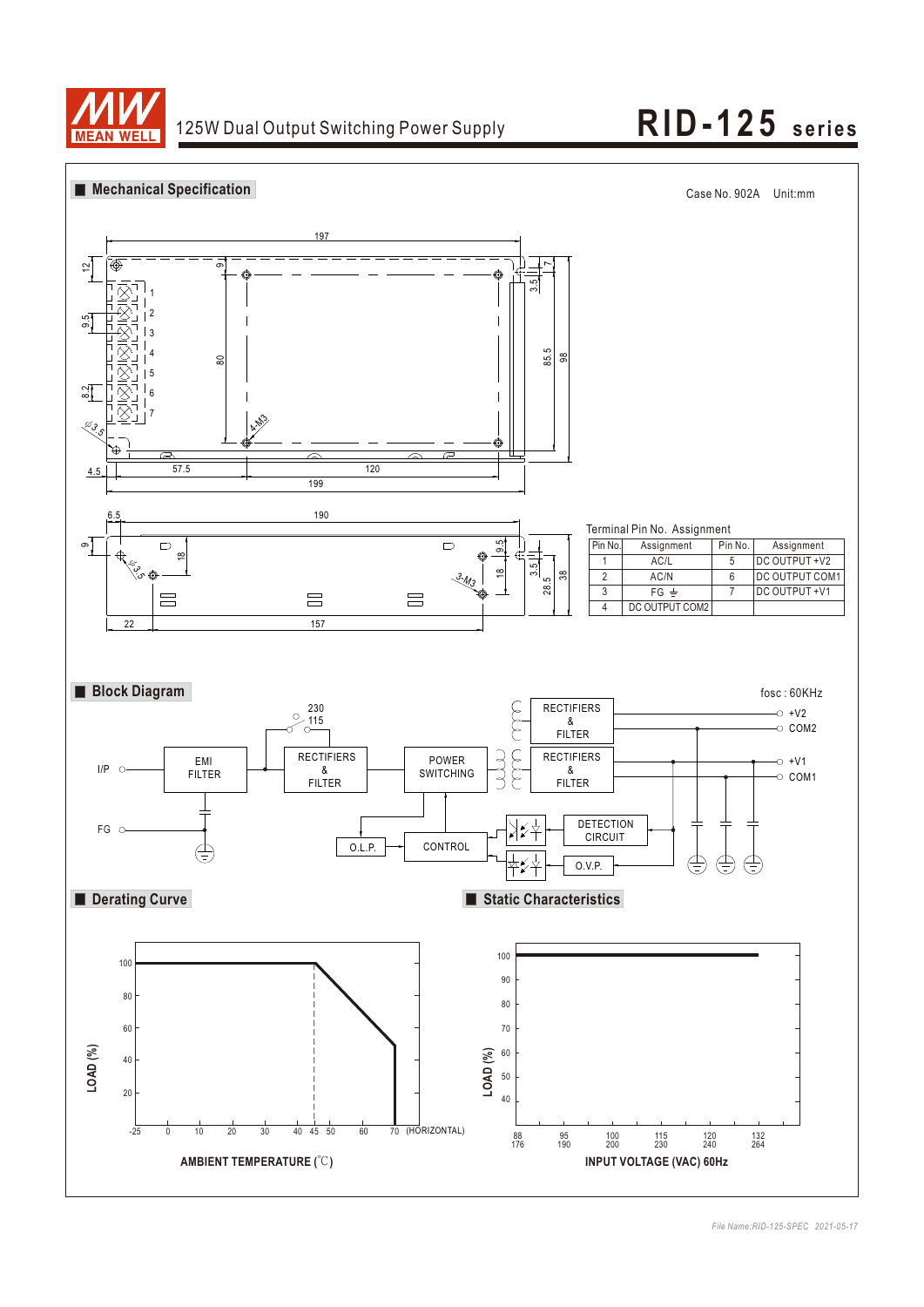125W Dual Output Switching Power Supply

# RID-125 series

## Mechanical Specification

Case No. 902A Unit:mm

197
12
9.5
8.2
ϕ3.5
9
80
4-M3
7
3.5
85.5
98
4.5
57.5
120
199
1
2
3
4
5
6
7

6.5
190
9
ϕ3.5
18
9.5
3-M3
18
3.5
28.5
38
22
157

Terminal Pin No. Assignment

| Pin No. | Assignment | Pin No. | Assignment |
|---|---|---|---|
| 1 | AC/L | 5 | DC OUTPUT +V2 |
| 2 | AC/N | 6 | DC OUTPUT COM1 |
| 3 | FG ⏚ | 7 | DC OUTPUT +V1 |
| 4 | DC OUTPUT COM2 | | |

## Block Diagram

fosc : 60KHz

I/P
FG
EMI FILTER
230
115
RECTIFIERS & FILTER
POWER SWITCHING
RECTIFIERS & FILTER
RECTIFIERS & FILTER
+V2
COM2
+V1
COM1
O.L.P.
CONTROL
DETECTION CIRCUIT
O.V.P.

## Derating Curve

LOAD (%)
100
80
60
40
20
-25 0 10 20 30 40 45 50 60 70 (HORIZONTAL)
AMBIENT TEMPERATURE (℃)

## Static Characteristics

LOAD (%)
100
90
80
70
60
50
40
88 176
95 190
100 200
115 230
120 240
132 264
INPUT VOLTAGE (VAC) 60Hz

*File Name:RID-125-SPEC 2021-05-17*